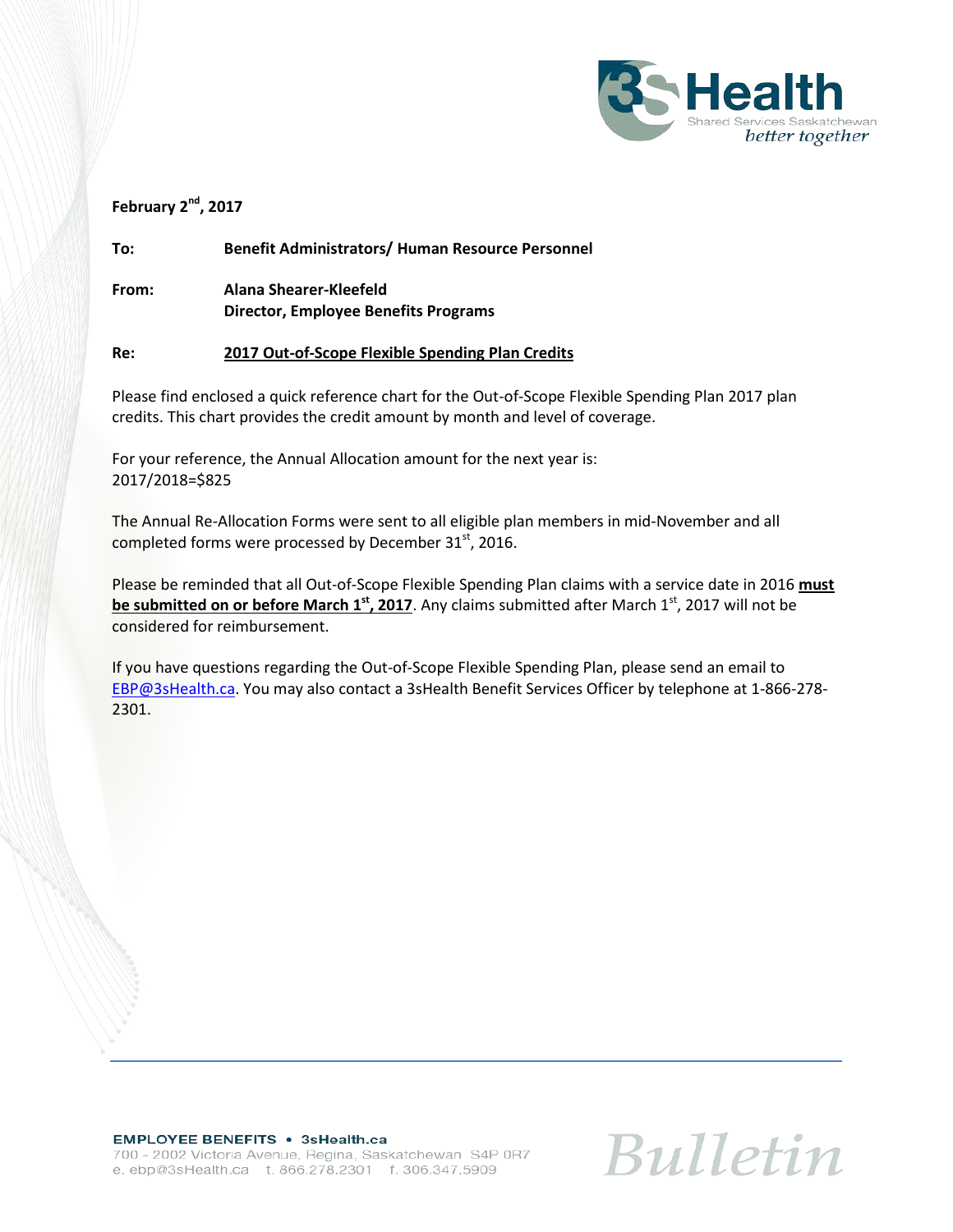**February 2[nd], 2017**

**To:** **Benefit Administrators/ Human Resource Personnel**

**From:** **Alana Shearer-Kleefeld**
**Director, Employee Benefits Programs**

**Re:** **2017 Out-of-Scope Flexible Spending Plan Credits**

Please find enclosed a quick reference chart for the Out-of-Scope Flexible Spending Plan 2017 plan credits. This chart provides the credit amount by month and level of coverage.

For your reference, the Annual Allocation amount for the next year is:
2017/2018=$825

The Annual Re-Allocation Forms were sent to all eligible plan members in mid-November and all completed forms were processed by December 31[st], 2016.

Please be reminded that all Out-of-Scope Flexible Spending Plan claims with a service date in 2016 **must be submitted on or before March 1[st], 2017**. Any claims submitted after March 1[st], 2017 will not be considered for reimbursement.

If you have questions regarding the Out-of-Scope Flexible Spending Plan, please send an email to EBP@3sHealth.ca. You may also contact a 3sHealth Benefit Services Officer by telephone at 1-866-278-2301.

**EMPLOYEE BENEFITS • 3sHealth.ca**
700 - 2002 Victoria Avenue, Regina, Saskatchewan S4P 0R7
e. ebp@3sHealth.ca t. 866.278.2301 f. 306.347.5909

*Bulletin*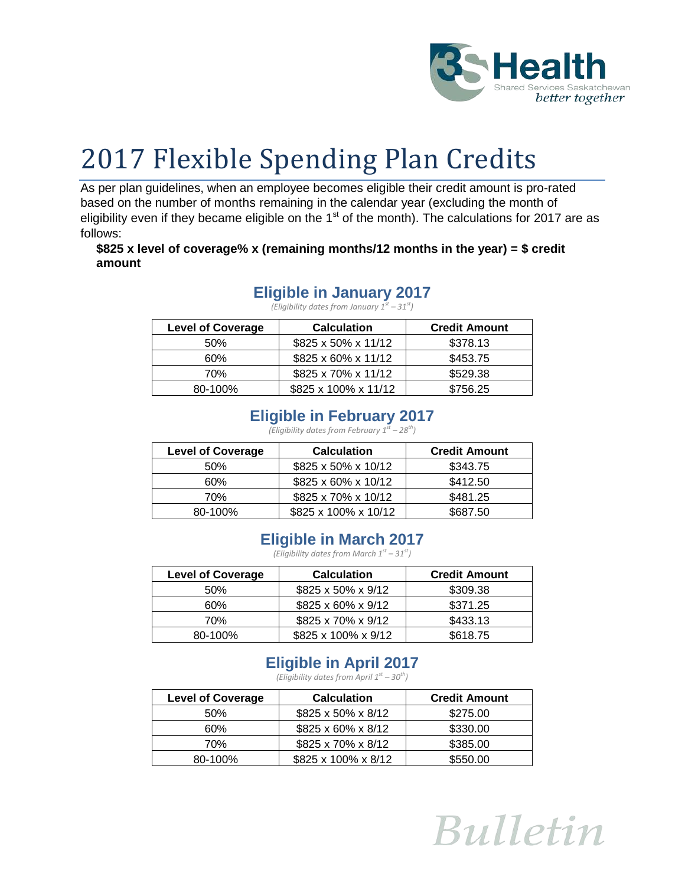# 2017 Flexible Spending Plan Credits

As per plan guidelines, when an employee becomes eligible their credit amount is pro-rated based on the number of months remaining in the calendar year (excluding the month of eligibility even if they became eligible on the 1st of the month). The calculations for 2017 are as follows:

**$825 x level of coverage% x (remaining months/12 months in the year) = $ credit amount**

## Eligible in January 2017

*(Eligibility dates from January 1st – 31st)*

| Level of Coverage | Calculation | Credit Amount |
|---|---|---|
| 50% | $825 x 50% x 11/12 | $378.13 |
| 60% | $825 x 60% x 11/12 | $453.75 |
| 70% | $825 x 70% x 11/12 | $529.38 |
| 80-100% | $825 x 100% x 11/12 | $756.25 |

## Eligible in February 2017

*(Eligibility dates from February 1st – 28th)*

| Level of Coverage | Calculation | Credit Amount |
|---|---|---|
| 50% | $825 x 50% x 10/12 | $343.75 |
| 60% | $825 x 60% x 10/12 | $412.50 |
| 70% | $825 x 70% x 10/12 | $481.25 |
| 80-100% | $825 x 100% x 10/12 | $687.50 |

## Eligible in March 2017

*(Eligibility dates from March 1st – 31st)*

| Level of Coverage | Calculation | Credit Amount |
|---|---|---|
| 50% | $825 x 50% x 9/12 | $309.38 |
| 60% | $825 x 60% x 9/12 | $371.25 |
| 70% | $825 x 70% x 9/12 | $433.13 |
| 80-100% | $825 x 100% x 9/12 | $618.75 |

## Eligible in April 2017

*(Eligibility dates from April 1st – 30th)*

| Level of Coverage | Calculation | Credit Amount |
|---|---|---|
| 50% | $825 x 50% x 8/12 | $275.00 |
| 60% | $825 x 60% x 8/12 | $330.00 |
| 70% | $825 x 70% x 8/12 | $385.00 |
| 80-100% | $825 x 100% x 8/12 | $550.00 |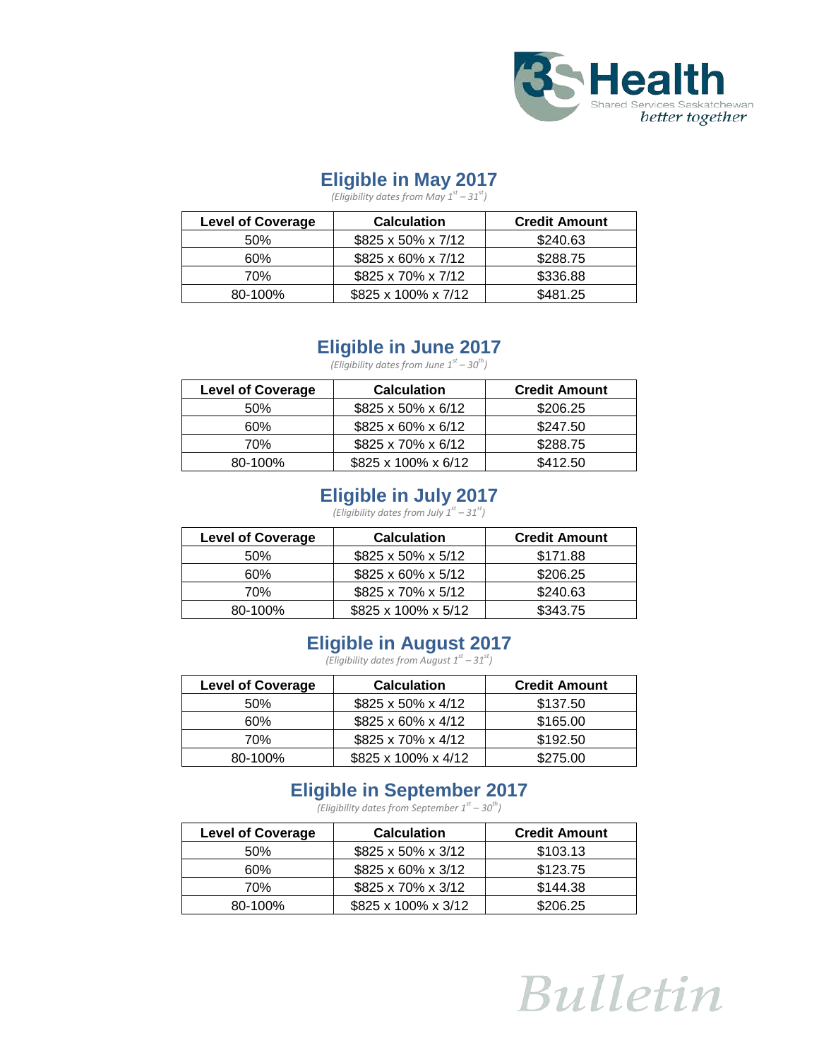## Eligible in May 2017

*(Eligibility dates from May 1st – 31st)*

| Level of Coverage | Calculation | Credit Amount |
|---|---|---|
| 50% | $825 x 50% x 7/12 | $240.63 |
| 60% | $825 x 60% x 7/12 | $288.75 |
| 70% | $825 x 70% x 7/12 | $336.88 |
| 80-100% | $825 x 100% x 7/12 | $481.25 |

## Eligible in June 2017

*(Eligibility dates from June 1st – 30th)*

| Level of Coverage | Calculation | Credit Amount |
|---|---|---|
| 50% | $825 x 50% x 6/12 | $206.25 |
| 60% | $825 x 60% x 6/12 | $247.50 |
| 70% | $825 x 70% x 6/12 | $288.75 |
| 80-100% | $825 x 100% x 6/12 | $412.50 |

## Eligible in July 2017

*(Eligibility dates from July 1st – 31st)*

| Level of Coverage | Calculation | Credit Amount |
|---|---|---|
| 50% | $825 x 50% x 5/12 | $171.88 |
| 60% | $825 x 60% x 5/12 | $206.25 |
| 70% | $825 x 70% x 5/12 | $240.63 |
| 80-100% | $825 x 100% x 5/12 | $343.75 |

## Eligible in August 2017

*(Eligibility dates from August 1st – 31st)*

| Level of Coverage | Calculation | Credit Amount |
|---|---|---|
| 50% | $825 x 50% x 4/12 | $137.50 |
| 60% | $825 x 60% x 4/12 | $165.00 |
| 70% | $825 x 70% x 4/12 | $192.50 |
| 80-100% | $825 x 100% x 4/12 | $275.00 |

## Eligible in September 2017

*(Eligibility dates from September 1st – 30th)*

| Level of Coverage | Calculation | Credit Amount |
|---|---|---|
| 50% | $825 x 50% x 3/12 | $103.13 |
| 60% | $825 x 60% x 3/12 | $123.75 |
| 70% | $825 x 70% x 3/12 | $144.38 |
| 80-100% | $825 x 100% x 3/12 | $206.25 |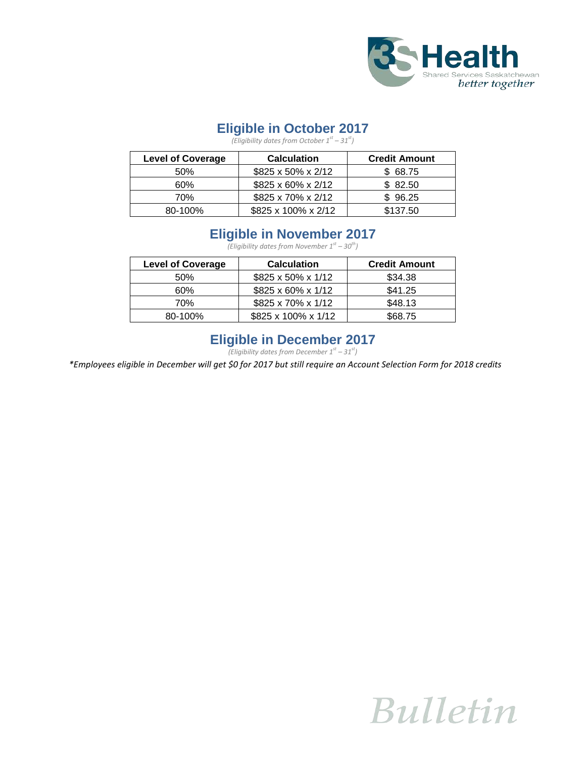## Eligible in October 2017

*(Eligibility dates from October 1st – 31st)*

| Level of Coverage | Calculation | Credit Amount |
|---|---|---|
| 50% | $825 x 50% x 2/12 | $ 68.75 |
| 60% | $825 x 60% x 2/12 | $ 82.50 |
| 70% | $825 x 70% x 2/12 | $ 96.25 |
| 80-100% | $825 x 100% x 2/12 | $137.50 |

## Eligible in November 2017

*(Eligibility dates from November 1st – 30th)*

| Level of Coverage | Calculation | Credit Amount |
|---|---|---|
| 50% | $825 x 50% x 1/12 | $34.38 |
| 60% | $825 x 60% x 1/12 | $41.25 |
| 70% | $825 x 70% x 1/12 | $48.13 |
| 80-100% | $825 x 100% x 1/12 | $68.75 |

## Eligible in December 2017

*(Eligibility dates from December 1st – 31st)*

**Employees eligible in December will get $0 for 2017 but still require an Account Selection Form for 2018 credits*